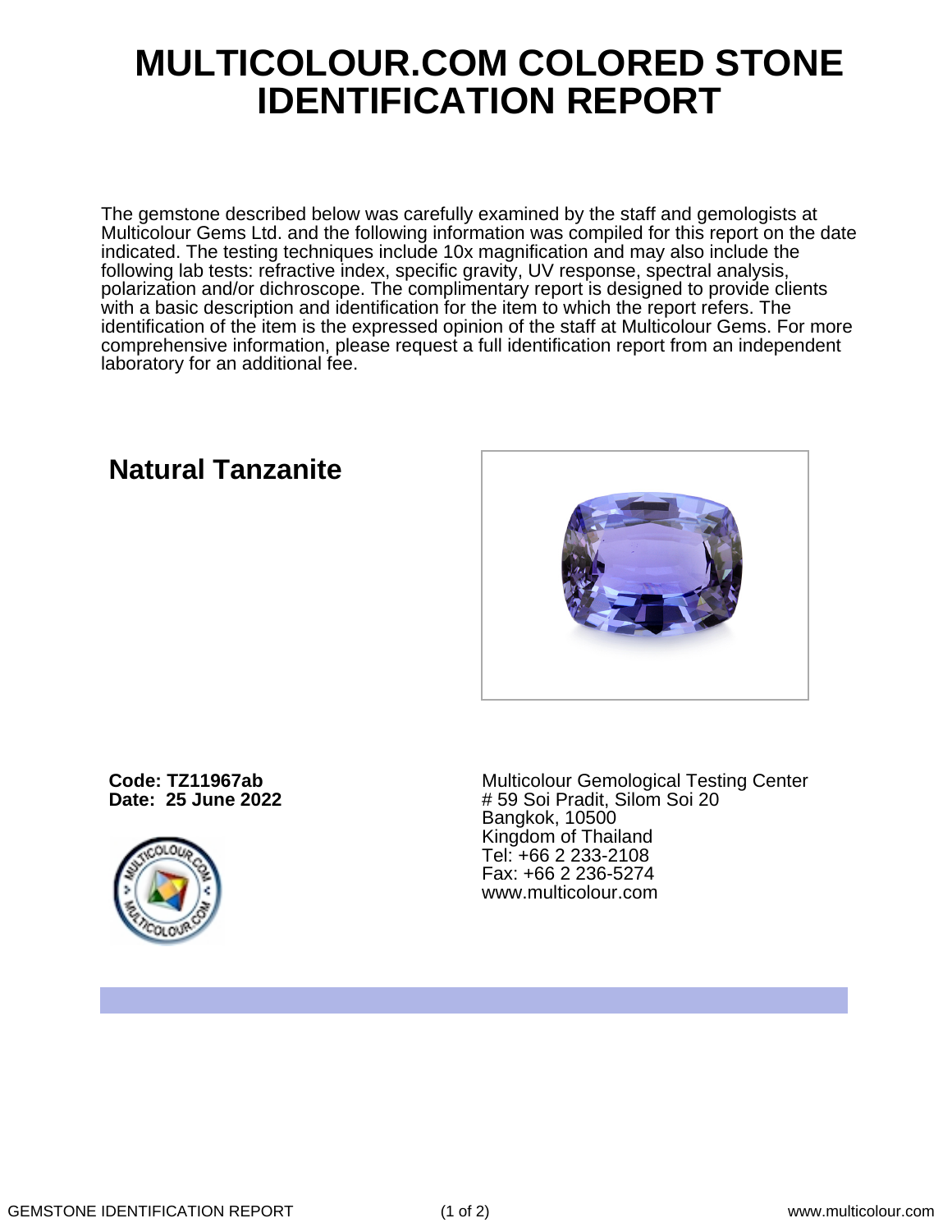# MULTICOLOUR.COM COLORED STONE IDENTIFICATION REPORT

The gemstone described below was carefully examined by the staff and gemologists at Multicolour Gems Ltd. and the following information was compiled for this report on the date indicated. The testing techniques include 10x magnification and may also include the following lab tests: refractive index, specific gravity, UV response, spectral analysis, polarization and/or dichroscope. The complimentary report is designed to provide clients with a basic description and identification for the item to which the report refers. The identification of the item is the expressed opinion of the staff at Multicolour Gems. For more comprehensive information, please request a full identification report from an independent laboratory for an additional fee.

## Natural Tanzanite

**Code: TZ11967ab**
**Date: 25 June 2022**

Multicolour Gemological Testing Center
# 59 Soi Pradit, Silom Soi 20
Bangkok, 10500
Kingdom of Thailand
Tel: +66 2 233-2108
Fax: +66 2 236-5274
www.multicolour.com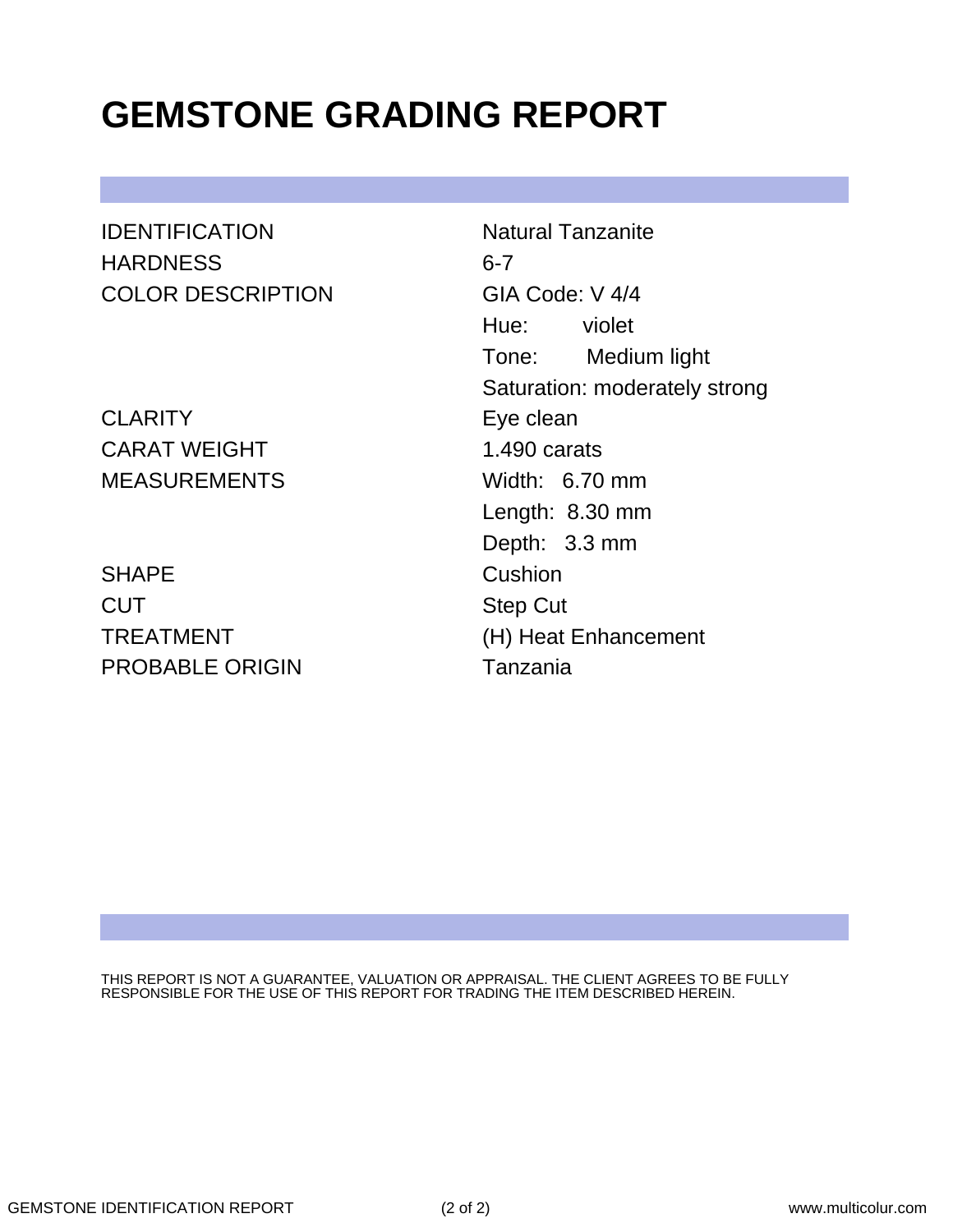# GEMSTONE GRADING REPORT

| | |
|---|---|
| IDENTIFICATION | Natural Tanzanite |
| HARDNESS | 6-7 |
| COLOR DESCRIPTION | GIA Code: V 4/4 |
| | Hue: violet |
| | Tone: Medium light |
| | Saturation: moderately strong |
| CLARITY | Eye clean |
| CARAT WEIGHT | 1.490 carats |
| MEASUREMENTS | Width: 6.70 mm |
| | Length: 8.30 mm |
| | Depth: 3.3 mm |
| SHAPE | Cushion |
| CUT | Step Cut |
| TREATMENT | (H) Heat Enhancement |
| PROBABLE ORIGIN | Tanzania |

THIS REPORT IS NOT A GUARANTEE, VALUATION OR APPRAISAL. THE CLIENT AGREES TO BE FULLY RESPONSIBLE FOR THE USE OF THIS REPORT FOR TRADING THE ITEM DESCRIBED HEREIN.